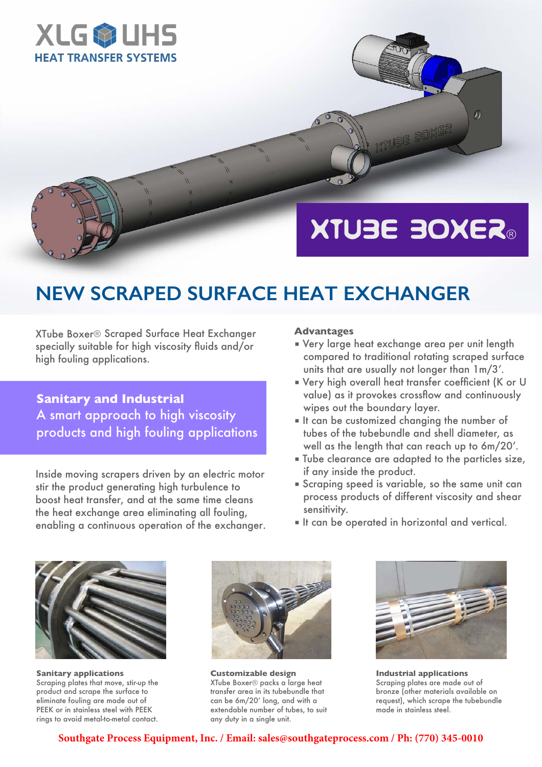XLG UHS
HEAT TRANSFER SYSTEMS

XTUBE BOXER®

# NEW SCRAPED SURFACE HEAT EXCHANGER

XTube Boxer® Scraped Surface Heat Exchanger specially suitable for high viscosity fluids and/or high fouling applications.

**Sanitary and Industrial**
A smart approach to high viscosity products and high fouling applications

Inside moving scrapers driven by an electric motor stir the product generating high turbulence to boost heat transfer, and at the same time cleans the heat exchange area eliminating all fouling, enabling a continuous operation of the exchanger.

**Advantages**

- Very large heat exchange area per unit length compared to traditional rotating scraped surface units that are usually not longer than 1m/3'.
- Very high overall heat transfer coefficient (K or U value) as it provokes crossflow and continuously wipes out the boundary layer.
- It can be customized changing the number of tubes of the tubebundle and shell diameter, as well as the length that can reach up to 6m/20'.
- Tube clearance are adapted to the particles size, if any inside the product.
- Scraping speed is variable, so the same unit can process products of different viscosity and shear sensitivity.
- It can be operated in horizontal and vertical.

**Sanitary applications**
Scraping plates that move, stir-up the product and scrape the surface to eliminate fouling are made out of PEEK or in stainless steel with PEEK rings to avoid metal-to-metal contact.

**Customizable design**
XTube Boxer® packs a large heat transfer area in its tubebundle that can be 6m/20' long, and with a extendable number of tubes, to suit any duty in a single unit.

**Industrial applications**
Scraping plates are made out of bronze (other materials available on request), which scrape the tubebundle made in stainless steel.

**Southgate Process Equipment, Inc. / Email: sales@southgateprocess.com / Ph: (770) 345-0010**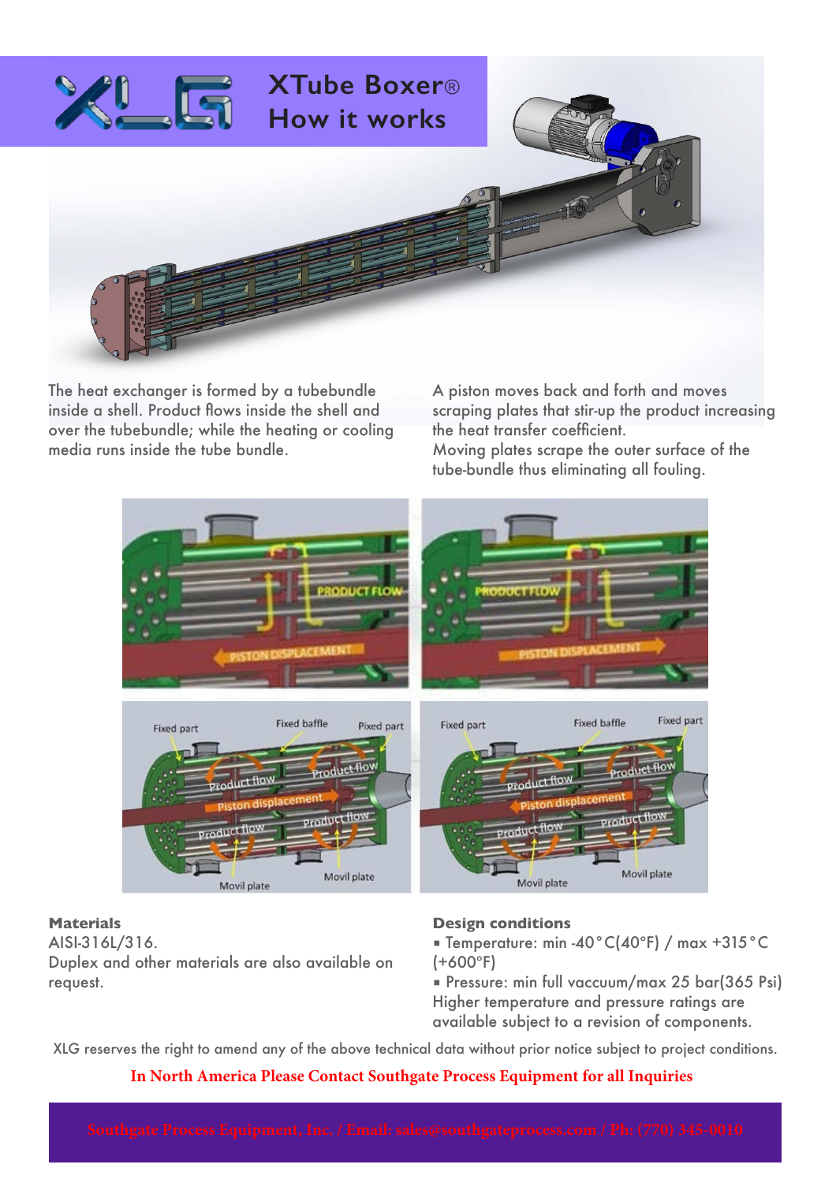# XTube Boxer®
## How it works

The heat exchanger is formed by a tubebundle inside a shell. Product flows inside the shell and over the tubebundle; while the heating or cooling media runs inside the tube bundle.

A piston moves back and forth and moves scraping plates that stir-up the product increasing the heat transfer coefficient.
Moving plates scrape the outer surface of the tube-bundle thus eliminating all fouling.

**Materials**
AISI-316L/316.
Duplex and other materials are also available on request.

**Design conditions**

- Temperature: min -40°C(40°F) / max +315°C (+600°F)
- Pressure: min full vaccuum/max 25 bar(365 Psi)

Higher temperature and pressure ratings are available subject to a revision of components.

XLG reserves the right to amend any of the above technical data without prior notice subject to project conditions.

**In North America Please Contact Southgate Process Equipment for all Inquiries**

Southgate Process Equipment, Inc. / Email: sales@southgateprocess.com / Ph: (770) 345-0010